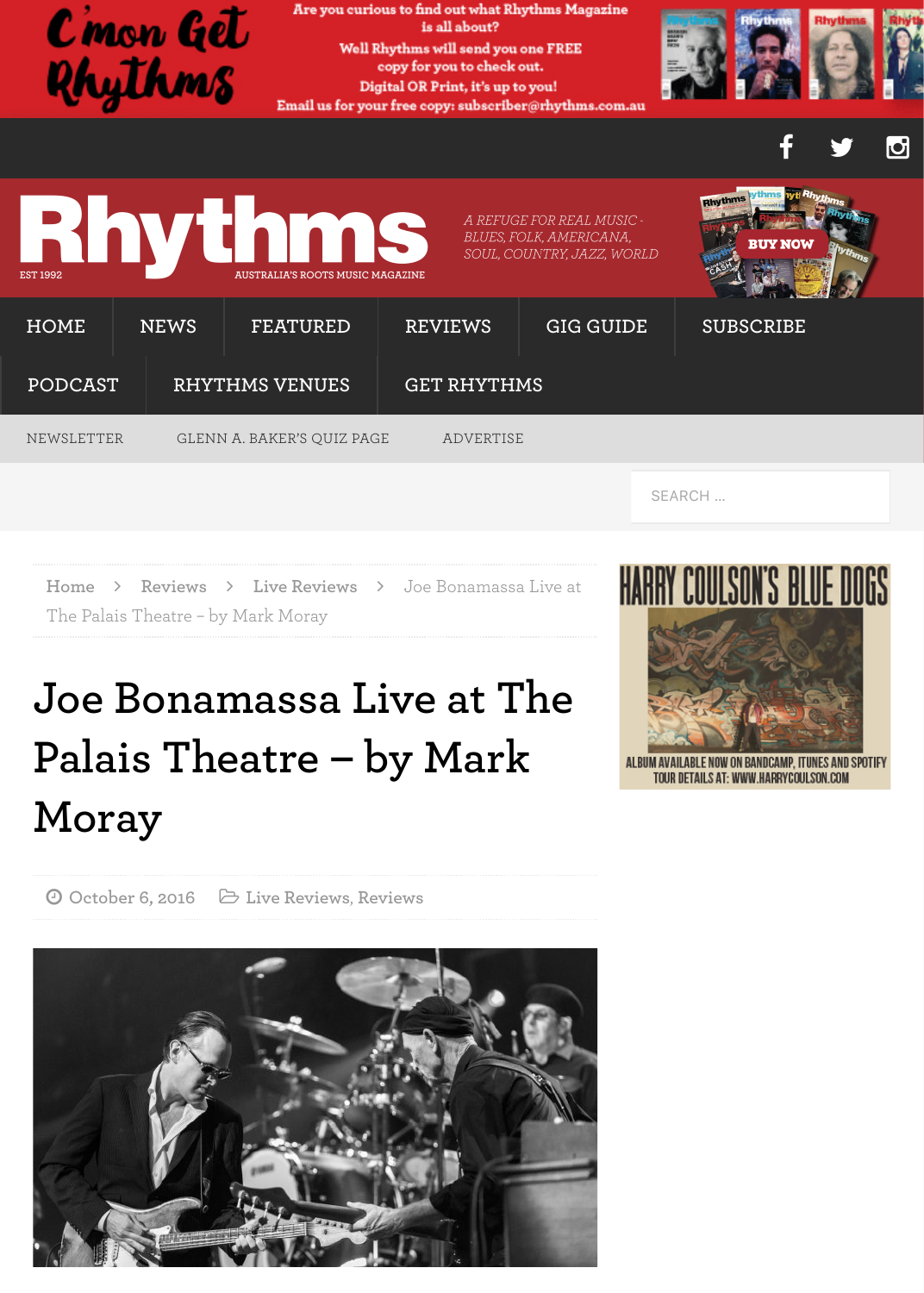Are you curious to find out what Rhythms Magazine is all about?

Well Rhythms will send you one FREE copy for you to check out.

Digital OR Print, it's up to you!

Email us for your free copy: subscriber@rhythms.com.au

# Rhythms

EST 1992 AUSTRALIA'S ROOTS MUSIC MAGAZINE

*A REFUGE FOR REAL MUSIC - BLUES, FOLK, AMERICANA, SOUL, COUNTRY, JAZZ, WORLD*

BUY NOW

HOME NEWS FEATURED REVIEWS GIG GUIDE SUBSCRIBE

PODCAST RHYTHMS VENUES GET RHYTHMS

NEWSLETTER GLENN A. BAKER'S QUIZ PAGE ADVERTISE

SEARCH ...

Home > Reviews > Live Reviews > Joe Bonamassa Live at The Palais Theatre – by Mark Moray

# Joe Bonamassa Live at The Palais Theatre – by Mark Moray

October 6, 2016 Live Reviews, Reviews

HARRY COULSON'S BLUE DOGS

ALBUM AVAILABLE NOW ON BANDCAMP, ITUNES AND SPOTIFY
TOUR DETAILS AT: WWW.HARRYCOULSON.COM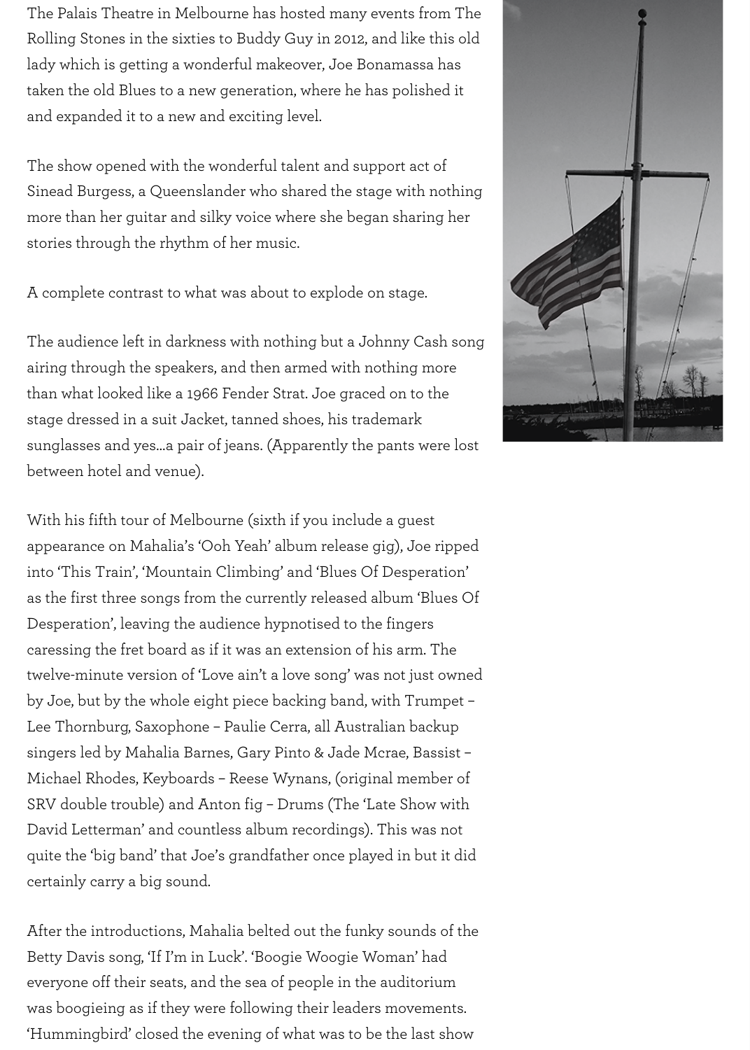The Palais Theatre in Melbourne has hosted many events from The Rolling Stones in the sixties to Buddy Guy in 2012, and like this old lady which is getting a wonderful makeover, Joe Bonamassa has taken the old Blues to a new generation, where he has polished it and expanded it to a new and exciting level.

The show opened with the wonderful talent and support act of Sinead Burgess, a Queenslander who shared the stage with nothing more than her guitar and silky voice where she began sharing her stories through the rhythm of her music.

A complete contrast to what was about to explode on stage.

The audience left in darkness with nothing but a Johnny Cash song airing through the speakers, and then armed with nothing more than what looked like a 1966 Fender Strat. Joe graced on to the stage dressed in a suit Jacket, tanned shoes, his trademark sunglasses and yes...a pair of jeans. (Apparently the pants were lost between hotel and venue).

With his fifth tour of Melbourne (sixth if you include a guest appearance on Mahalia's 'Ooh Yeah' album release gig), Joe ripped into 'This Train', 'Mountain Climbing' and 'Blues Of Desperation' as the first three songs from the currently released album 'Blues Of Desperation', leaving the audience hypnotised to the fingers caressing the fret board as if it was an extension of his arm. The twelve-minute version of 'Love ain't a love song' was not just owned by Joe, but by the whole eight piece backing band, with Trumpet – Lee Thornburg, Saxophone – Paulie Cerra, all Australian backup singers led by Mahalia Barnes, Gary Pinto & Jade Mcrae, Bassist – Michael Rhodes, Keyboards – Reese Wynans, (original member of SRV double trouble) and Anton fig – Drums (The 'Late Show with David Letterman' and countless album recordings). This was not quite the 'big band' that Joe's grandfather once played in but it did certainly carry a big sound.

After the introductions, Mahalia belted out the funky sounds of the Betty Davis song, 'If I'm in Luck'. 'Boogie Woogie Woman' had everyone off their seats, and the sea of people in the auditorium was boogieing as if they were following their leaders movements. 'Hummingbird' closed the evening of what was to be the last show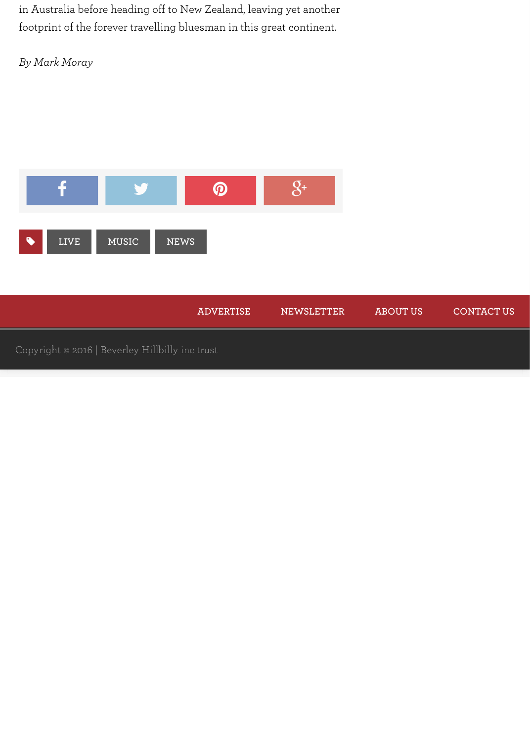in Australia before heading off to New Zealand, leaving yet another footprint of the forever travelling bluesman in this great continent.

*By Mark Moray*

LIVE MUSIC NEWS

ADVERTISE NEWSLETTER ABOUT US CONTACT US

Copyright © 2016 | Beverley Hillbilly inc trust